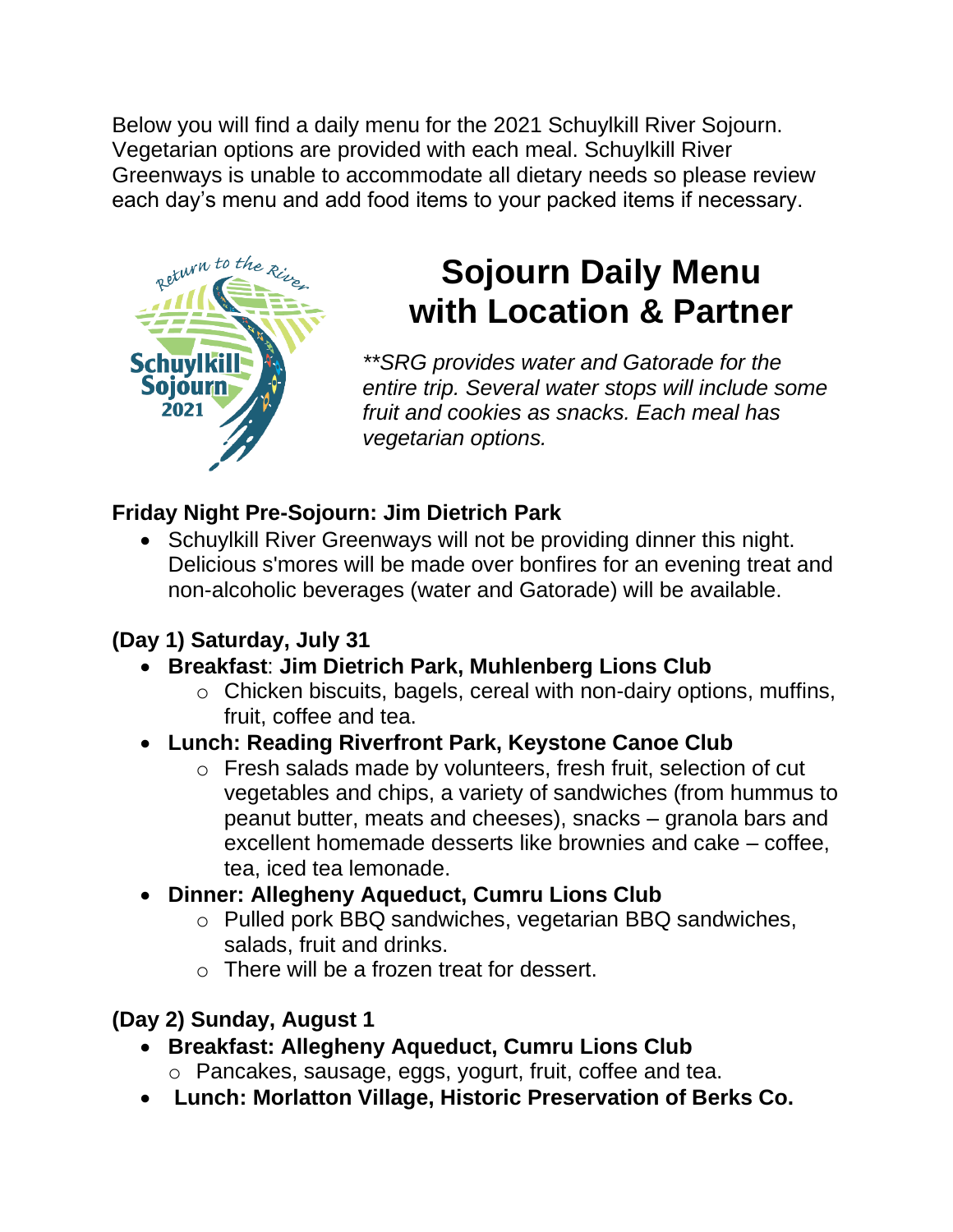Below you will find a daily menu for the 2021 Schuylkill River Sojourn. Vegetarian options are provided with each meal. Schuylkill River Greenways is unable to accommodate all dietary needs so please review each day's menu and add food items to your packed items if necessary.

# Sojourn Daily Menu with Location & Partner

*\*\*SRG provides water and Gatorade for the entire trip. Several water stops will include some fruit and cookies as snacks. Each meal has vegetarian options.*

**Friday Night Pre-Sojourn: Jim Dietrich Park**

- Schuylkill River Greenways will not be providing dinner this night. Delicious s'mores will be made over bonfires for an evening treat and non-alcoholic beverages (water and Gatorade) will be available.

**(Day 1) Saturday, July 31**

- **Breakfast**: **Jim Dietrich Park, Muhlenberg Lions Club**
  - Chicken biscuits, bagels, cereal with non-dairy options, muffins, fruit, coffee and tea.
- **Lunch: Reading Riverfront Park, Keystone Canoe Club**
  - Fresh salads made by volunteers, fresh fruit, selection of cut vegetables and chips, a variety of sandwiches (from hummus to peanut butter, meats and cheeses), snacks – granola bars and excellent homemade desserts like brownies and cake – coffee, tea, iced tea lemonade.
- **Dinner: Allegheny Aqueduct, Cumru Lions Club**
  - Pulled pork BBQ sandwiches, vegetarian BBQ sandwiches, salads, fruit and drinks.
  - There will be a frozen treat for dessert.

**(Day 2) Sunday, August 1**

- **Breakfast: Allegheny Aqueduct, Cumru Lions Club**
  - Pancakes, sausage, eggs, yogurt, fruit, coffee and tea.
- **Lunch: Morlatton Village, Historic Preservation of Berks Co.**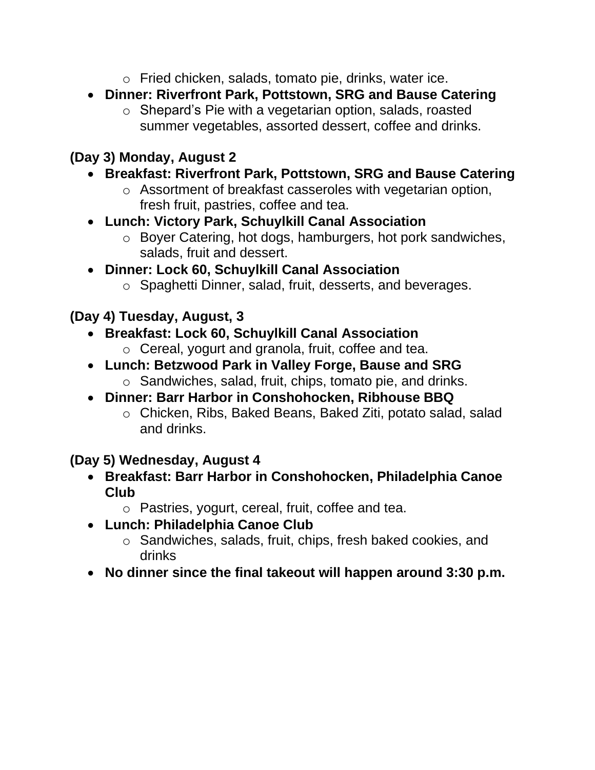- Fried chicken, salads, tomato pie, drinks, water ice.
- **Dinner: Riverfront Park, Pottstown, SRG and Bause Catering**
    - Shepard's Pie with a vegetarian option, salads, roasted summer vegetables, assorted dessert, coffee and drinks.

**(Day 3) Monday, August 2**

- **Breakfast: Riverfront Park, Pottstown, SRG and Bause Catering**
    - Assortment of breakfast casseroles with vegetarian option, fresh fruit, pastries, coffee and tea.
- **Lunch: Victory Park, Schuylkill Canal Association**
    - Boyer Catering, hot dogs, hamburgers, hot pork sandwiches, salads, fruit and dessert.
- **Dinner: Lock 60, Schuylkill Canal Association**
    - Spaghetti Dinner, salad, fruit, desserts, and beverages.

**(Day 4) Tuesday, August, 3**

- **Breakfast: Lock 60, Schuylkill Canal Association**
    - Cereal, yogurt and granola, fruit, coffee and tea.
- **Lunch: Betzwood Park in Valley Forge, Bause and SRG**
    - Sandwiches, salad, fruit, chips, tomato pie, and drinks.
- **Dinner: Barr Harbor in Conshohocken, Ribhouse BBQ**
    - Chicken, Ribs, Baked Beans, Baked Ziti, potato salad, salad and drinks.

**(Day 5) Wednesday, August 4**

- **Breakfast: Barr Harbor in Conshohocken, Philadelphia Canoe Club**
    - Pastries, yogurt, cereal, fruit, coffee and tea.
- **Lunch: Philadelphia Canoe Club**
    - Sandwiches, salads, fruit, chips, fresh baked cookies, and drinks
- **No dinner since the final takeout will happen around 3:30 p.m.**